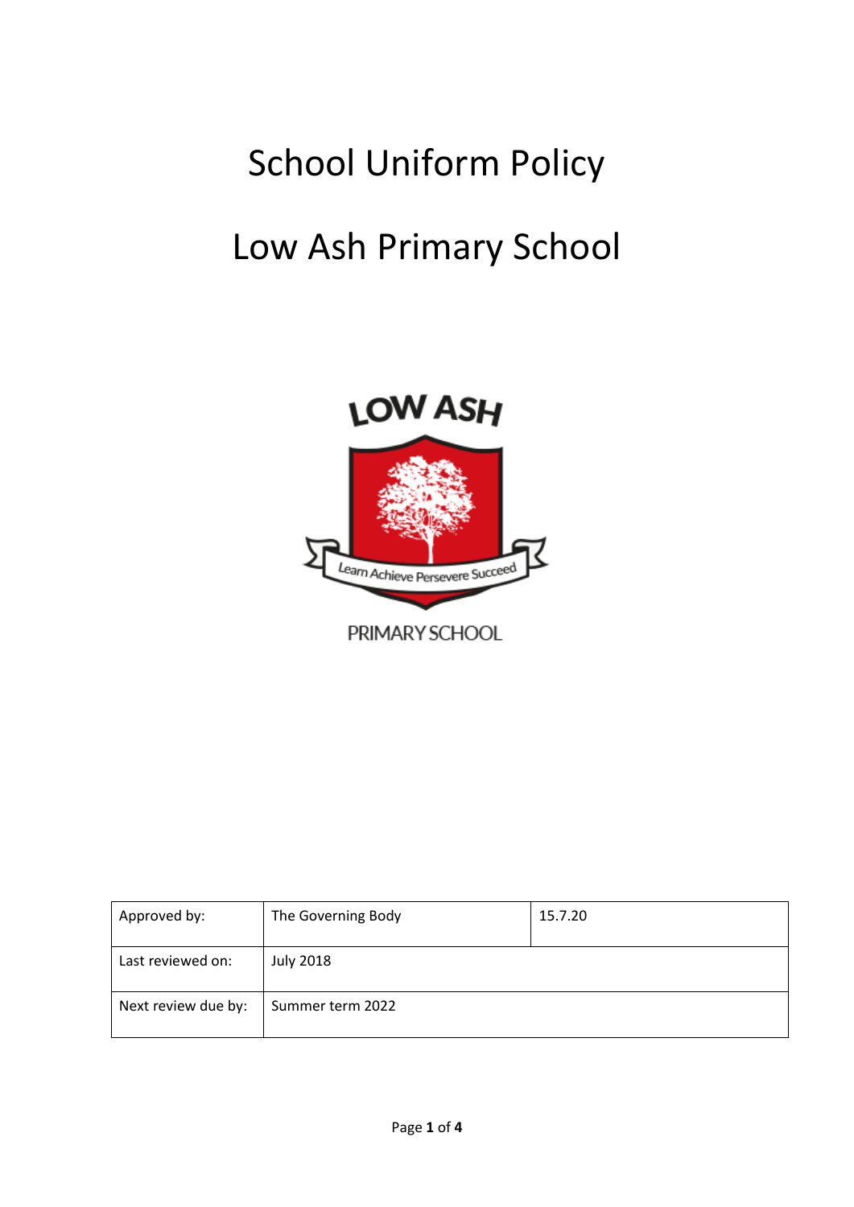# School Uniform Policy

# Low Ash Primary School

| Approved by: | The Governing Body | 15.7.20 |
|---|---|---|
| Last reviewed on: | July 2018 | |
| Next review due by: | Summer term 2022 | |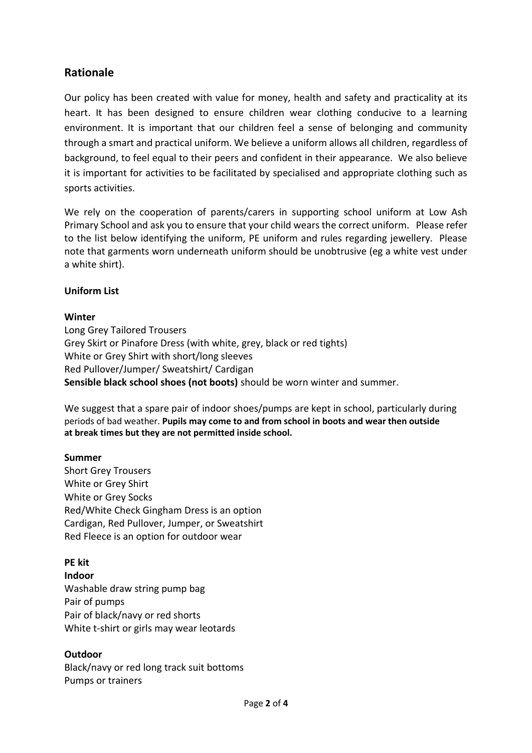## Rationale

Our policy has been created with value for money, health and safety and practicality at its heart. It has been designed to ensure children wear clothing conducive to a learning environment. It is important that our children feel a sense of belonging and community through a smart and practical uniform. We believe a uniform allows all children, regardless of background, to feel equal to their peers and confident in their appearance. We also believe it is important for activities to be facilitated by specialised and appropriate clothing such as sports activities.

We rely on the cooperation of parents/carers in supporting school uniform at Low Ash Primary School and ask you to ensure that your child wears the correct uniform. Please refer to the list below identifying the uniform, PE uniform and rules regarding jewellery. Please note that garments worn underneath uniform should be unobtrusive (eg a white vest under a white shirt).

**Uniform List**

**Winter**

Long Grey Tailored Trousers
Grey Skirt or Pinafore Dress (with white, grey, black or red tights)
White or Grey Shirt with short/long sleeves
Red Pullover/Jumper/ Sweatshirt/ Cardigan
**Sensible black school shoes (not boots)** should be worn winter and summer.

We suggest that a spare pair of indoor shoes/pumps are kept in school, particularly during periods of bad weather. **Pupils may come to and from school in boots and wear then outside at break times but they are not permitted inside school.**

**Summer**

Short Grey Trousers
White or Grey Shirt
White or Grey Socks
Red/White Check Gingham Dress is an option
Cardigan, Red Pullover, Jumper, or Sweatshirt
Red Fleece is an option for outdoor wear

**PE kit**

**Indoor**

Washable draw string pump bag
Pair of pumps
Pair of black/navy or red shorts
White t-shirt or girls may wear leotards

**Outdoor**

Black/navy or red long track suit bottoms
Pumps or trainers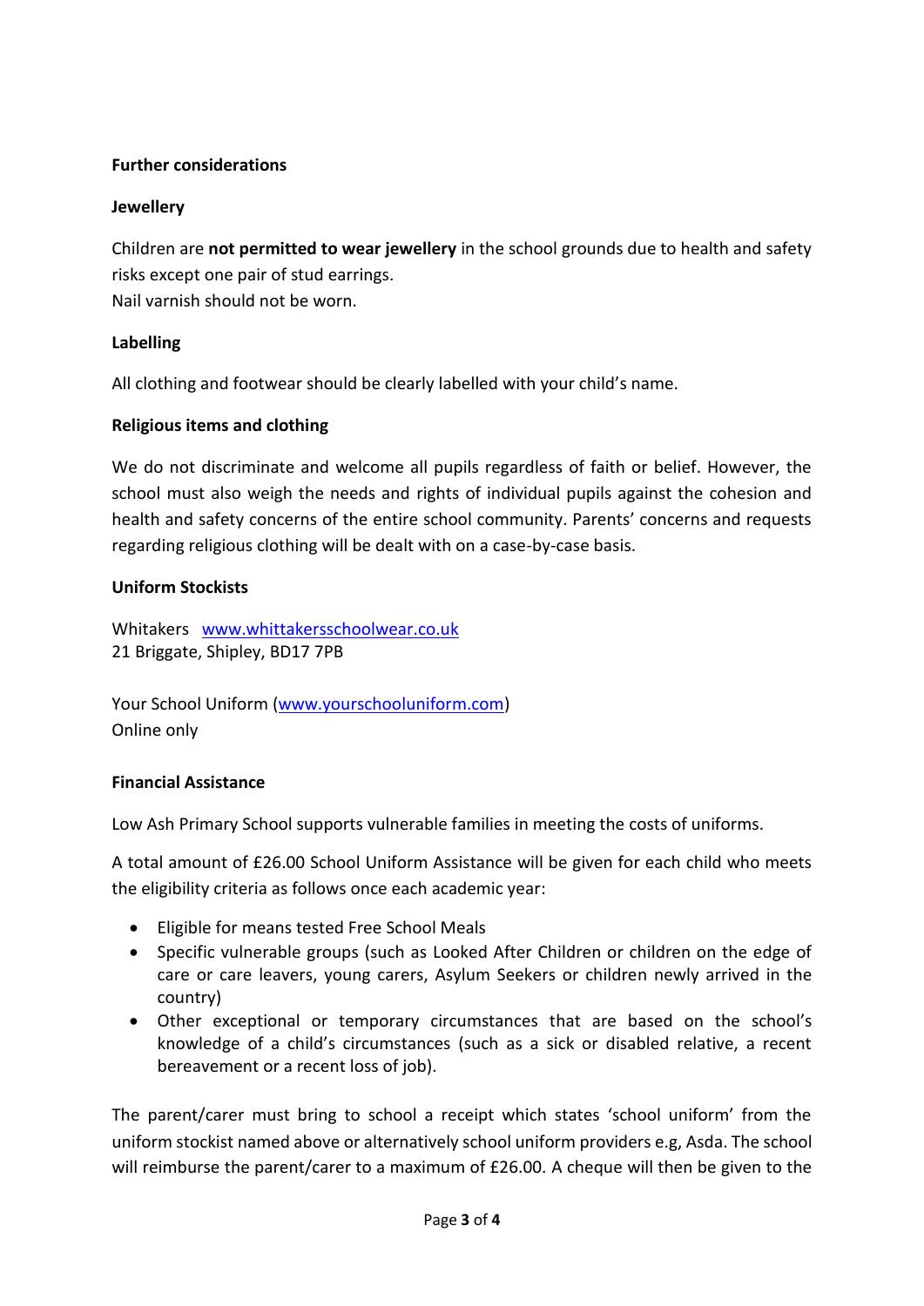**Further considerations**

**Jewellery**

Children are **not permitted to wear jewellery** in the school grounds due to health and safety risks except one pair of stud earrings.
Nail varnish should not be worn.

**Labelling**

All clothing and footwear should be clearly labelled with your child's name.

**Religious items and clothing**

We do not discriminate and welcome all pupils regardless of faith or belief. However, the school must also weigh the needs and rights of individual pupils against the cohesion and health and safety concerns of the entire school community. Parents' concerns and requests regarding religious clothing will be dealt with on a case-by-case basis.

**Uniform Stockists**

Whitakers [www.whittakersschoolwear.co.uk](www.whittakersschoolwear.co.uk)
21 Briggate, Shipley, BD17 7PB

Your School Uniform ([www.yourschooluniform.com](www.yourschooluniform.com))
Online only

**Financial Assistance**

Low Ash Primary School supports vulnerable families in meeting the costs of uniforms.

A total amount of £26.00 School Uniform Assistance will be given for each child who meets the eligibility criteria as follows once each academic year:

- Eligible for means tested Free School Meals
- Specific vulnerable groups (such as Looked After Children or children on the edge of care or care leavers, young carers, Asylum Seekers or children newly arrived in the country)
- Other exceptional or temporary circumstances that are based on the school's knowledge of a child's circumstances (such as a sick or disabled relative, a recent bereavement or a recent loss of job).

The parent/carer must bring to school a receipt which states 'school uniform' from the uniform stockist named above or alternatively school uniform providers e.g, Asda. The school will reimburse the parent/carer to a maximum of £26.00. A cheque will then be given to the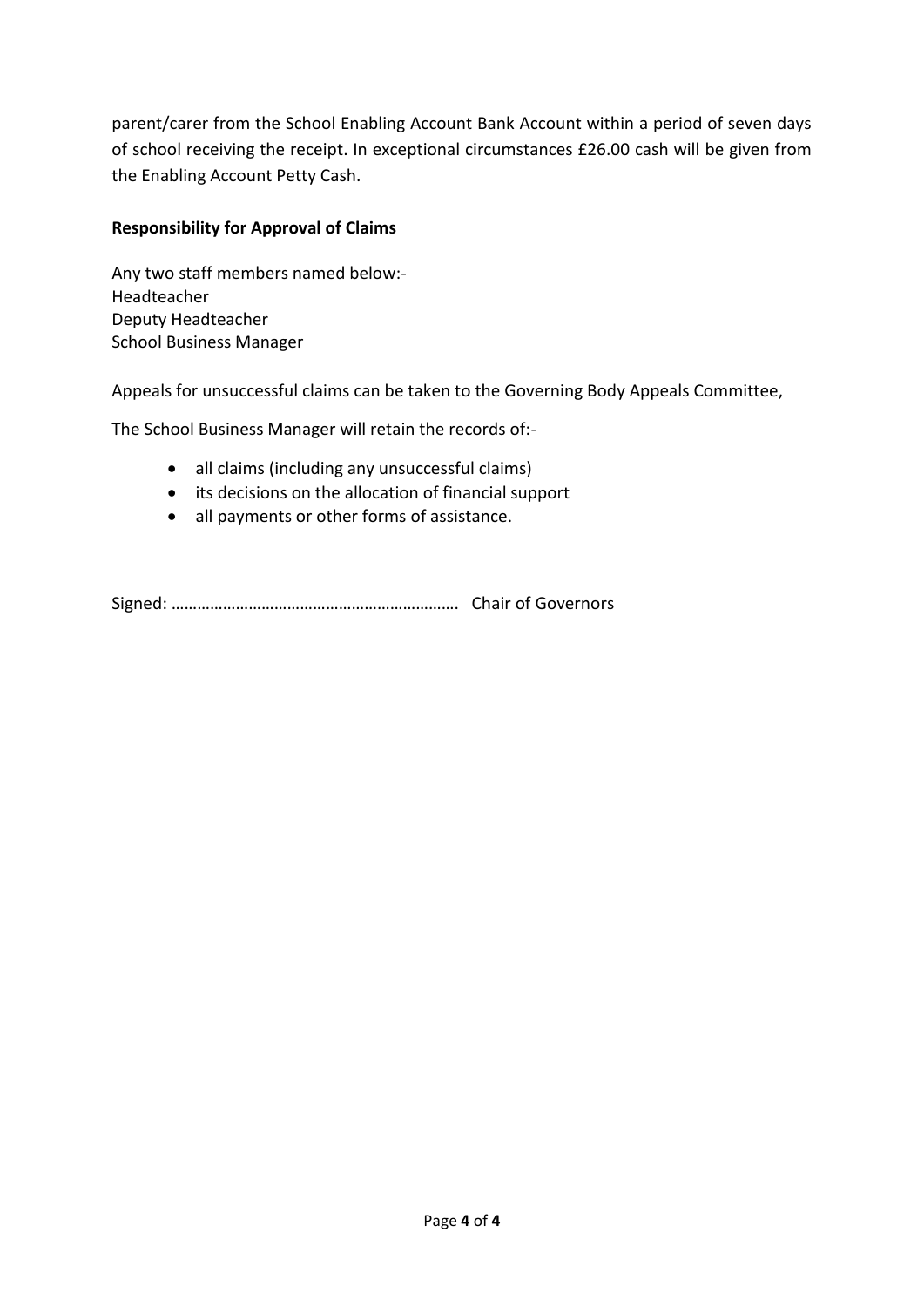parent/carer from the School Enabling Account Bank Account within a period of seven days of school receiving the receipt. In exceptional circumstances £26.00 cash will be given from the Enabling Account Petty Cash.

**Responsibility for Approval of Claims**

Any two staff members named below:-
Headteacher
Deputy Headteacher
School Business Manager

Appeals for unsuccessful claims can be taken to the Governing Body Appeals Committee,

The School Business Manager will retain the records of:-

- all claims (including any unsuccessful claims)
- its decisions on the allocation of financial support
- all payments or other forms of assistance.

Signed: …………………………………………………………. Chair of Governors